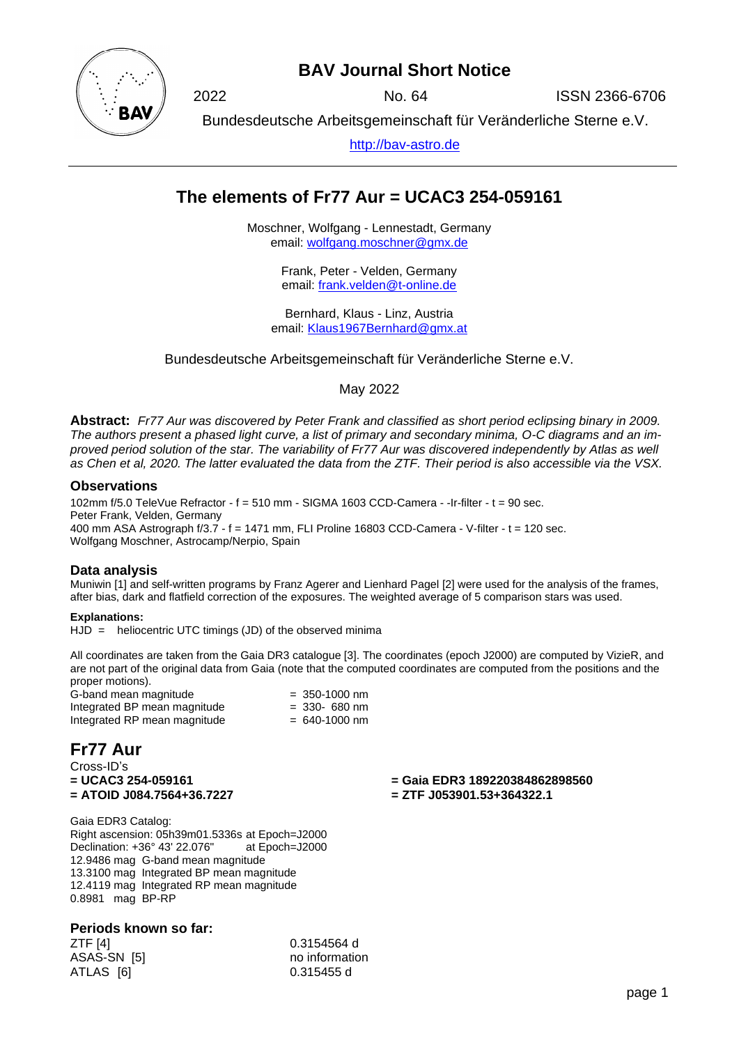# BAV Journal Short Notice

2022 No. 64 ISSN 2366-6706

Bundesdeutsche Arbeitsgemeinschaft für Veränderliche Sterne e.V.

http://bav-astro.de

---

## The elements of Fr77 Aur = UCAC3 254-059161

Moschner, Wolfgang - Lennestadt, Germany
email: wolfgang.moschner@gmx.de

Frank, Peter - Velden, Germany
email: frank.velden@t-online.de

Bernhard, Klaus - Linz, Austria
email: Klaus1967Bernhard@gmx.at

Bundesdeutsche Arbeitsgemeinschaft für Veränderliche Sterne e.V.

May 2022

**Abstract:** *Fr77 Aur was discovered by Peter Frank and classified as short period eclipsing binary in 2009. The authors present a phased light curve, a list of primary and secondary minima, O-C diagrams and an improved period solution of the star. The variability of Fr77 Aur was discovered independently by Atlas as well as Chen et al, 2020. The latter evaluated the data from the ZTF. Their period is also accessible via the VSX.*

### Observations

102mm f/5.0 TeleVue Refractor - f = 510 mm - SIGMA 1603 CCD-Camera - -Ir-filter - t = 90 sec.
Peter Frank, Velden, Germany
400 mm ASA Astrograph f/3.7 - f = 1471 mm, FLI Proline 16803 CCD-Camera - V-filter - t = 120 sec.
Wolfgang Moschner, Astrocamp/Nerpio, Spain

### Data analysis

Muniwin [1] and self-written programs by Franz Agerer and Lienhard Pagel [2] were used for the analysis of the frames, after bias, dark and flatfield correction of the exposures. The weighted average of 5 comparison stars was used.

**Explanations:**
HJD = heliocentric UTC timings (JD) of the observed minima

All coordinates are taken from the Gaia DR3 catalogue [3]. The coordinates (epoch J2000) are computed by VizieR, and are not part of the original data from Gaia (note that the computed coordinates are computed from the positions and the proper motions).

| | |
|---|---|
| G-band mean magnitude | = 350-1000 nm |
| Integrated BP mean magnitude | = 330- 680 nm |
| Integrated RP mean magnitude | = 640-1000 nm |

## Fr77 Aur

Cross-ID's
**= UCAC3 254-059161**
**= ATOID J084.7564+36.7227**
**= Gaia EDR3 189220384862898560**
**= ZTF J053901.53+364322.1**

Gaia EDR3 Catalog:
Right ascension: 05h39m01.5336s at Epoch=J2000
Declination: +36° 43' 22.076" at Epoch=J2000
12.9486 mag G-band mean magnitude
13.3100 mag Integrated BP mean magnitude
12.4119 mag Integrated RP mean magnitude
0.8981 mag BP-RP

### Periods known so far:

| | |
|---|---|
| ZTF [4] | 0.3154564 d |
| ASAS-SN [5] | no information |
| ATLAS [6] | 0.315455 d |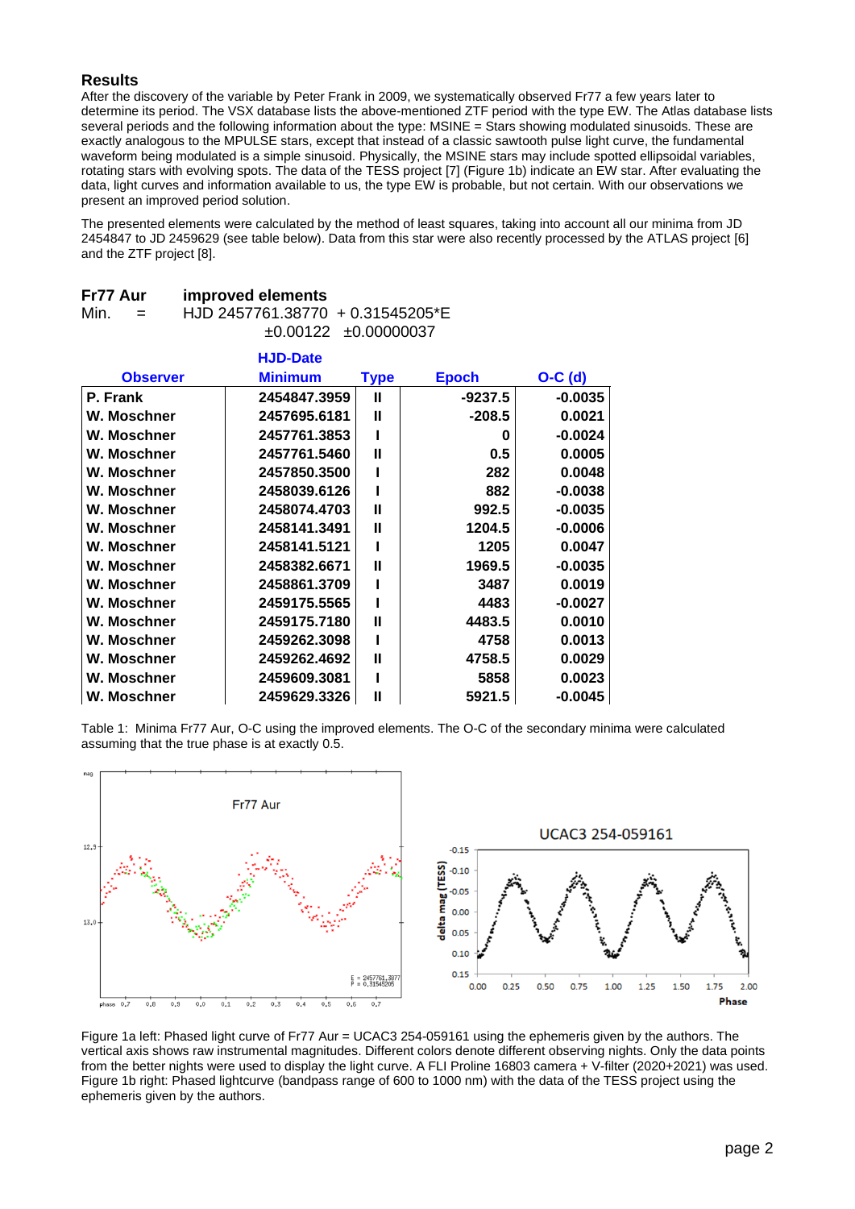## Results

After the discovery of the variable by Peter Frank in 2009, we systematically observed Fr77 a few years later to determine its period. The VSX database lists the above-mentioned ZTF period with the type EW. The Atlas database lists several periods and the following information about the type: MSINE = Stars showing modulated sinusoids. These are exactly analogous to the MPULSE stars, except that instead of a classic sawtooth pulse light curve, the fundamental waveform being modulated is a simple sinusoid. Physically, the MSINE stars may include spotted ellipsoidal variables, rotating stars with evolving spots. The data of the TESS project [7] (Figure 1b) indicate an EW star. After evaluating the data, light curves and information available to us, the type EW is probable, but not certain. With our observations we present an improved period solution.

The presented elements were calculated by the method of least squares, taking into account all our minima from JD 2454847 to JD 2459629 (see table below). Data from this star were also recently processed by the ATLAS project [6] and the ZTF project [8].

**Fr77 Aur** **improved elements**

Min. = HJD 2457761.38770 + 0.31545205*E
±0.00122 ±0.00000037

| Observer | HJD-Date Minimum | Type | Epoch | O-C (d) |
|---|---|---|---|---|
| P. Frank | 2454847.3959 | II | -9237.5 | -0.0035 |
| W. Moschner | 2457695.6181 | II | -208.5 | 0.0021 |
| W. Moschner | 2457761.3853 | I | 0 | -0.0024 |
| W. Moschner | 2457761.5460 | II | 0.5 | 0.0005 |
| W. Moschner | 2457850.3500 | I | 282 | 0.0048 |
| W. Moschner | 2458039.6126 | I | 882 | -0.0038 |
| W. Moschner | 2458074.4703 | II | 992.5 | -0.0035 |
| W. Moschner | 2458141.3491 | II | 1204.5 | -0.0006 |
| W. Moschner | 2458141.5121 | I | 1205 | 0.0047 |
| W. Moschner | 2458382.6671 | II | 1969.5 | -0.0035 |
| W. Moschner | 2458861.3709 | I | 3487 | 0.0019 |
| W. Moschner | 2459175.5565 | I | 4483 | -0.0027 |
| W. Moschner | 2459175.7180 | II | 4483.5 | 0.0010 |
| W. Moschner | 2459262.3098 | I | 4758 | 0.0013 |
| W. Moschner | 2459262.4692 | II | 4758.5 | 0.0029 |
| W. Moschner | 2459609.3081 | I | 5858 | 0.0023 |
| W. Moschner | 2459629.3326 | II | 5921.5 | -0.0045 |

Table 1: Minima Fr77 Aur, O-C using the improved elements. The O-C of the secondary minima were calculated assuming that the true phase is at exactly 0.5.

Figure 1a left: Phased light curve of Fr77 Aur = UCAC3 254-059161 using the ephemeris given by the authors. The vertical axis shows raw instrumental magnitudes. Different colors denote different observing nights. Only the data points from the better nights were used to display the light curve. A FLI Proline 16803 camera + V-filter (2020+2021) was used. Figure 1b right: Phased lightcurve (bandpass range of 600 to 1000 nm) with the data of the TESS project using the ephemeris given by the authors.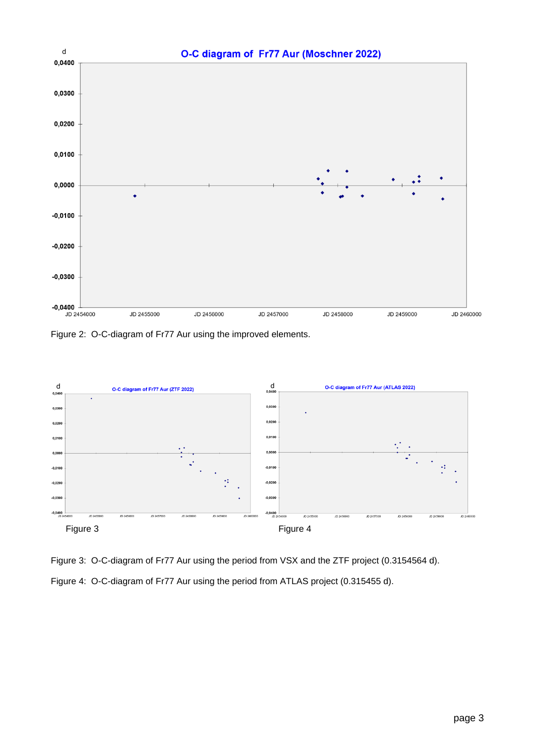Figure 2: O-C-diagram of Fr77 Aur using the improved elements.

Figure 3

Figure 4

Figure 3: O-C-diagram of Fr77 Aur using the period from VSX and the ZTF project (0.3154564 d).

Figure 4: O-C-diagram of Fr77 Aur using the period from ATLAS project (0.315455 d).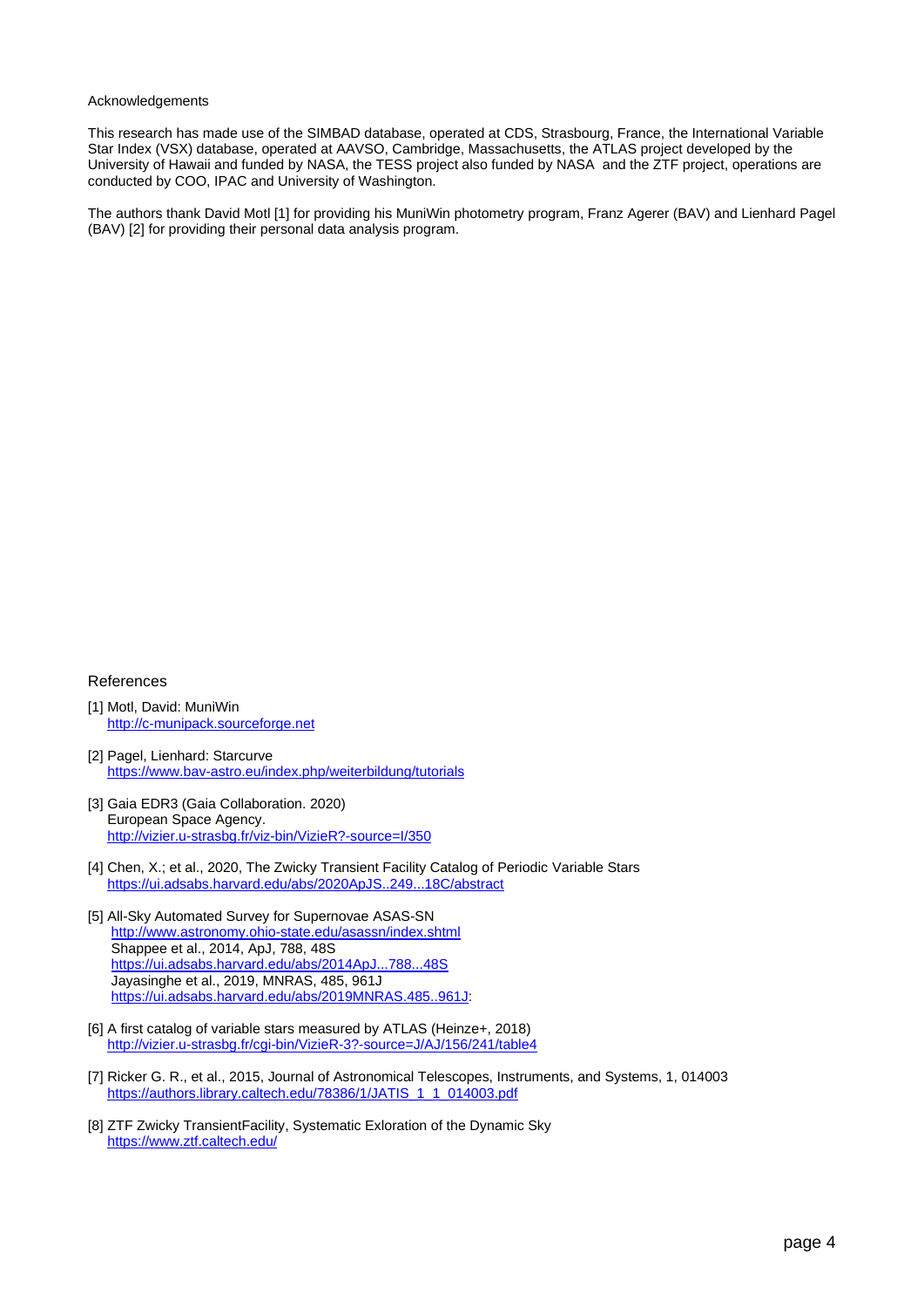Acknowledgements

This research has made use of the SIMBAD database, operated at CDS, Strasbourg, France, the International Variable Star Index (VSX) database, operated at AAVSO, Cambridge, Massachusetts, the ATLAS project developed by the University of Hawaii and funded by NASA, the TESS project also funded by NASA and the ZTF project, operations are conducted by COO, IPAC and University of Washington.

The authors thank David Motl [1] for providing his MuniWin photometry program, Franz Agerer (BAV) and Lienhard Pagel (BAV) [2] for providing their personal data analysis program.

References

[1] Motl, David: MuniWin
http://c-munipack.sourceforge.net

[2] Pagel, Lienhard: Starcurve
https://www.bav-astro.eu/index.php/weiterbildung/tutorials

[3] Gaia EDR3 (Gaia Collaboration. 2020)
European Space Agency.
http://vizier.u-strasbg.fr/viz-bin/VizieR?-source=I/350

[4] Chen, X.; et al., 2020, The Zwicky Transient Facility Catalog of Periodic Variable Stars
https://ui.adsabs.harvard.edu/abs/2020ApJS..249...18C/abstract

[5] All-Sky Automated Survey for Supernovae ASAS-SN
http://www.astronomy.ohio-state.edu/asassn/index.shtml
Shappee et al., 2014, ApJ, 788, 48S
https://ui.adsabs.harvard.edu/abs/2014ApJ...788...48S
Jayasinghe et al., 2019, MNRAS, 485, 961J
https://ui.adsabs.harvard.edu/abs/2019MNRAS.485..961J:

[6] A first catalog of variable stars measured by ATLAS (Heinze+, 2018)
http://vizier.u-strasbg.fr/cgi-bin/VizieR-3?-source=J/AJ/156/241/table4

[7] Ricker G. R., et al., 2015, Journal of Astronomical Telescopes, Instruments, and Systems, 1, 014003
https://authors.library.caltech.edu/78386/1/JATIS_1_1_014003.pdf

[8] ZTF Zwicky TransientFacility, Systematic Exloration of the Dynamic Sky
https://www.ztf.caltech.edu/